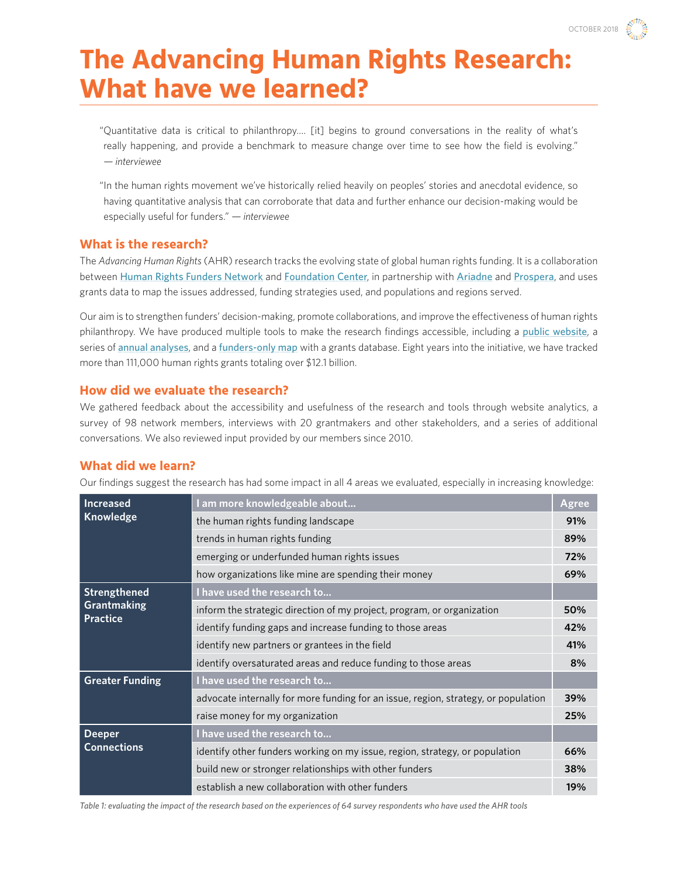# The Advancing Human Rights Research: What have we learned?

> "Quantitative data is critical to philanthropy.... [it] begins to ground conversations in the reality of what's really happening, and provide a benchmark to measure change over time to see how the field is evolving." — *interviewee*

> "In the human rights movement we've historically relied heavily on peoples' stories and anecdotal evidence, so having quantitative analysis that can corroborate that data and further enhance our decision-making would be especially useful for funders." — *interviewee*

## What is the research?

The *Advancing Human Rights* (AHR) research tracks the evolving state of global human rights funding. It is a collaboration between Human Rights Funders Network and Foundation Center, in partnership with Ariadne and Prospera, and uses grants data to map the issues addressed, funding strategies used, and populations and regions served.

Our aim is to strengthen funders' decision-making, promote collaborations, and improve the effectiveness of human rights philanthropy. We have produced multiple tools to make the research findings accessible, including a public website, a series of annual analyses, and a funders-only map with a grants database. Eight years into the initiative, we have tracked more than 111,000 human rights grants totaling over $12.1 billion.

## How did we evaluate the research?

We gathered feedback about the accessibility and usefulness of the research and tools through website analytics, a survey of 98 network members, interviews with 20 grantmakers and other stakeholders, and a series of additional conversations. We also reviewed input provided by our members since 2010.

## What did we learn?

Our findings suggest the research has had some impact in all 4 areas we evaluated, especially in increasing knowledge:

| | | Agree |
|---|---|---|
| **Increased Knowledge** | **I am more knowledgeable about...** | |
| | the human rights funding landscape | **91%** |
| | trends in human rights funding | **89%** |
| | emerging or underfunded human rights issues | **72%** |
| | how organizations like mine are spending their money | **69%** |
| **Strengthened Grantmaking Practice** | **I have used the research to...** | |
| | inform the strategic direction of my project, program, or organization | **50%** |
| | identify funding gaps and increase funding to those areas | **42%** |
| | identify new partners or grantees in the field | **41%** |
| | identify oversaturated areas and reduce funding to those areas | **8%** |
| **Greater Funding** | **I have used the research to...** | |
| | advocate internally for more funding for an issue, region, strategy, or population | **39%** |
| | raise money for my organization | **25%** |
| **Deeper Connections** | **I have used the research to...** | |
| | identify other funders working on my issue, region, strategy, or population | **66%** |
| | build new or stronger relationships with other funders | **38%** |
| | establish a new collaboration with other funders | **19%** |

*Table 1: evaluating the impact of the research based on the experiences of 64 survey respondents who have used the AHR tools*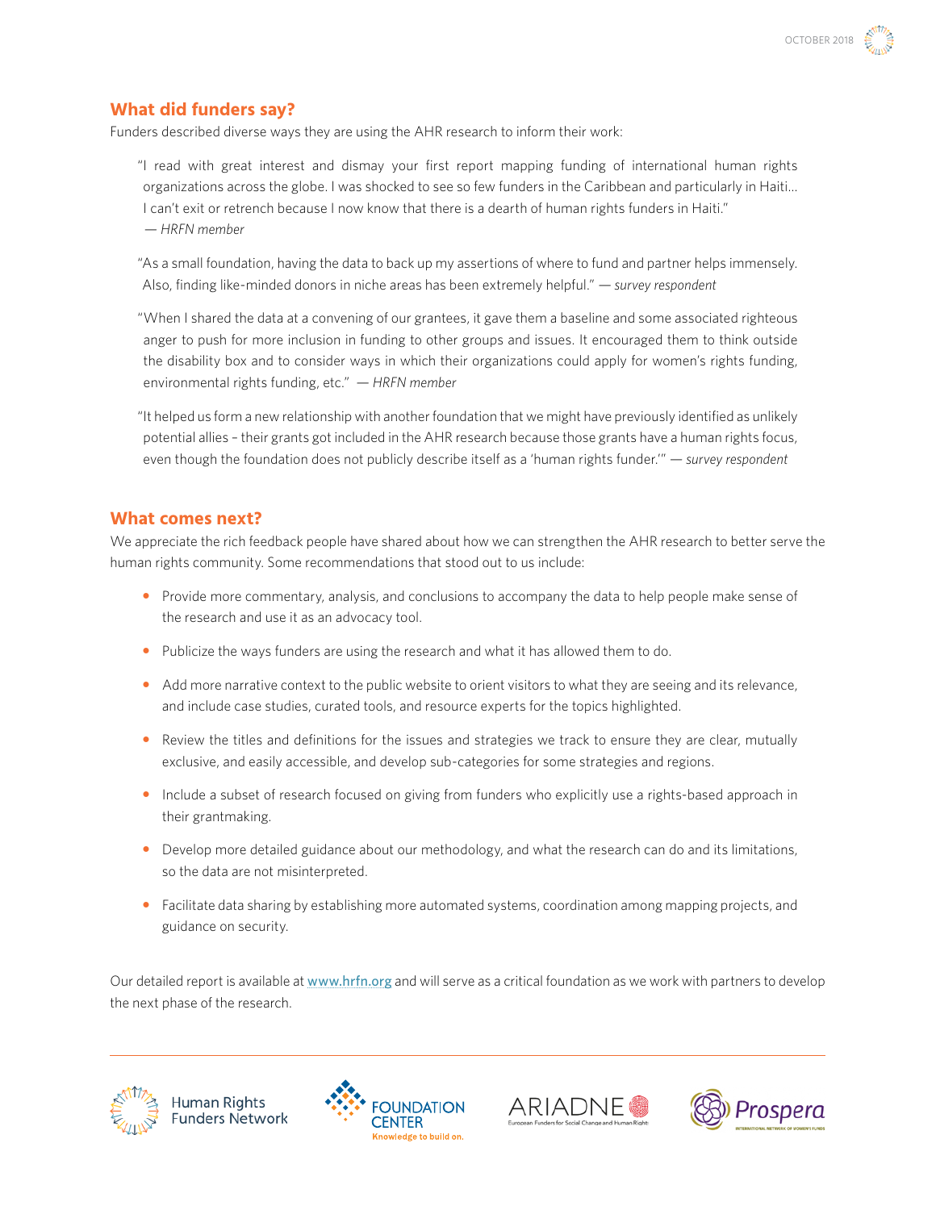## What did funders say?

Funders described diverse ways they are using the AHR research to inform their work:

> "I read with great interest and dismay your first report mapping funding of international human rights organizations across the globe. I was shocked to see so few funders in the Caribbean and particularly in Haiti… I can't exit or retrench because I now know that there is a dearth of human rights funders in Haiti."
> *— HRFN member*

> "As a small foundation, having the data to back up my assertions of where to fund and partner helps immensely. Also, finding like-minded donors in niche areas has been extremely helpful." *— survey respondent*

> "When I shared the data at a convening of our grantees, it gave them a baseline and some associated righteous anger to push for more inclusion in funding to other groups and issues. It encouraged them to think outside the disability box and to consider ways in which their organizations could apply for women's rights funding, environmental rights funding, etc." *— HRFN member*

> "It helped us form a new relationship with another foundation that we might have previously identified as unlikely potential allies – their grants got included in the AHR research because those grants have a human rights focus, even though the foundation does not publicly describe itself as a 'human rights funder.'" *— survey respondent*

## What comes next?

We appreciate the rich feedback people have shared about how we can strengthen the AHR research to better serve the human rights community. Some recommendations that stood out to us include:

- Provide more commentary, analysis, and conclusions to accompany the data to help people make sense of the research and use it as an advocacy tool.
- Publicize the ways funders are using the research and what it has allowed them to do.
- Add more narrative context to the public website to orient visitors to what they are seeing and its relevance, and include case studies, curated tools, and resource experts for the topics highlighted.
- Review the titles and definitions for the issues and strategies we track to ensure they are clear, mutually exclusive, and easily accessible, and develop sub-categories for some strategies and regions.
- Include a subset of research focused on giving from funders who explicitly use a rights-based approach in their grantmaking.
- Develop more detailed guidance about our methodology, and what the research can do and its limitations, so the data are not misinterpreted.
- Facilitate data sharing by establishing more automated systems, coordination among mapping projects, and guidance on security.

Our detailed report is available at www.hrfn.org and will serve as a critical foundation as we work with partners to develop the next phase of the research.

Human Rights Funders Network

FOUNDATION CENTER
Knowledge to build on.

ARIADNE
European Funders for Social Change and Human Rights

Prospera
INTERNATIONAL NETWORK OF WOMEN'S FUNDS